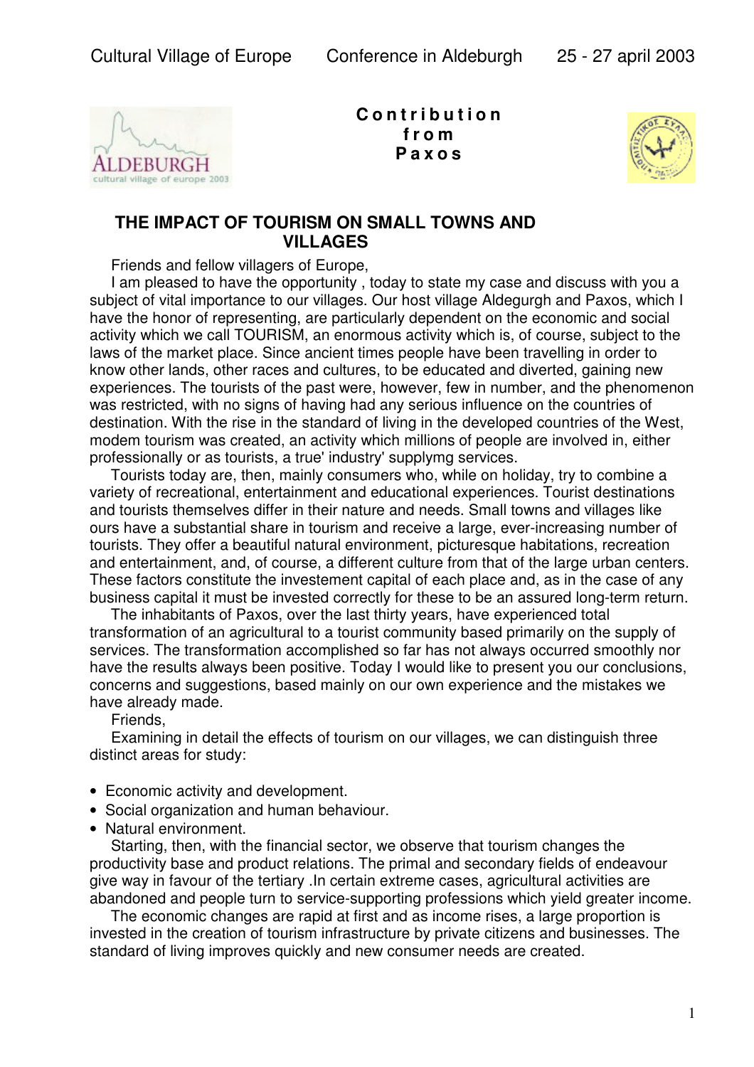Cultural Village of Europe     Conference in Aldeburgh     25 - 27 april 2003

**Contribution from Paxos**

## THE IMPACT OF TOURISM ON SMALL TOWNS AND VILLAGES

Friends and fellow villagers of Europe,

I am pleased to have the opportunity , today to state my case and discuss with you a subject of vital importance to our villages. Our host village Aldegurgh and Paxos, which I have the honor of representing, are particularly dependent on the economic and social activity which we call TOURISM, an enormous activity which is, of course, subject to the laws of the market place. Since ancient times people have been travelling in order to know other lands, other races and cultures, to be educated and diverted, gaining new experiences. The tourists of the past were, however, few in number, and the phenomenon was restricted, with no signs of having had any serious influence on the countries of destination. With the rise in the standard of living in the developed countries of the West, modem tourism was created, an activity which millions of people are involved in, either professionally or as tourists, a true' industry' supplymg services.

Tourists today are, then, mainly consumers who, while on holiday, try to combine a variety of recreational, entertainment and educational experiences. Tourist destinations and tourists themselves differ in their nature and needs. Small towns and villages like ours have a substantial share in tourism and receive a large, ever-increasing number of tourists. They offer a beautiful natural environment, picturesque habitations, recreation and entertainment, and, of course, a different culture from that of the large urban centers. These factors constitute the investement capital of each place and, as in the case of any business capital it must be invested correctly for these to be an assured long-term return.

The inhabitants of Paxos, over the last thirty years, have experienced total transformation of an agricultural to a tourist community based primarily on the supply of services. The transformation accomplished so far has not always occurred smoothly nor have the results always been positive. Today I would like to present you our conclusions, concerns and suggestions, based mainly on our own experience and the mistakes we have already made.

Friends,

Examining in detail the effects of tourism on our villages, we can distinguish three distinct areas for study:

- Economic activity and development.
- Social organization and human behaviour.
- Natural environment.

Starting, then, with the financial sector, we observe that tourism changes the productivity base and product relations. The primal and secondary fields of endeavour give way in favour of the tertiary .In certain extreme cases, agricultural activities are abandoned and people turn to service-supporting professions which yield greater income.

The economic changes are rapid at first and as income rises, a large proportion is invested in the creation of tourism infrastructure by private citizens and businesses. The standard of living improves quickly and new consumer needs are created.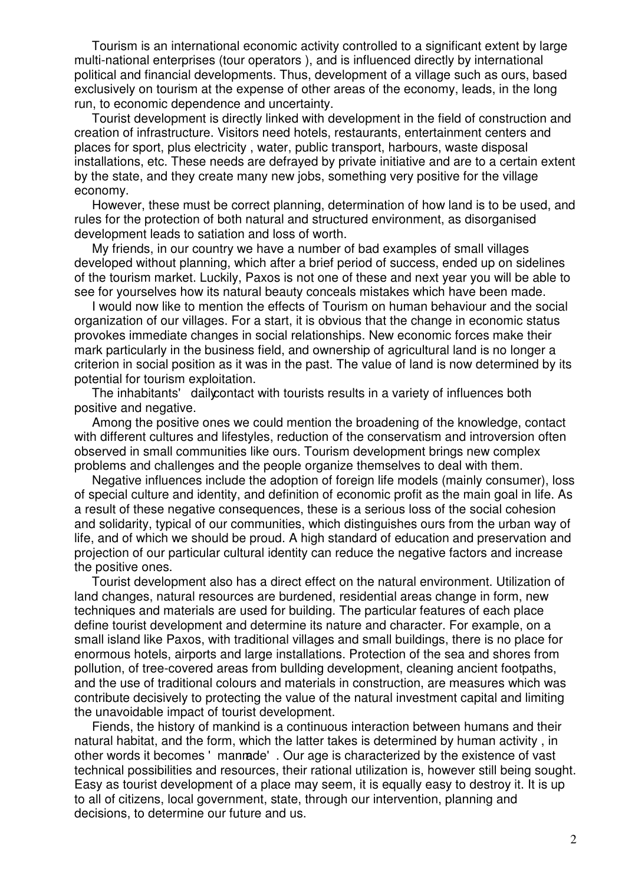Tourism is an international economic activity controlled to a significant extent by large multi-national enterprises (tour operators ), and is influenced directly by international political and financial developments. Thus, development of a village such as ours, based exclusively on tourism at the expense of other areas of the economy, leads, in the long run, to economic dependence and uncertainty.

Tourist development is directly linked with development in the field of construction and creation of infrastructure. Visitors need hotels, restaurants, entertainment centers and places for sport, plus electricity , water, public transport, harbours, waste disposal installations, etc. These needs are defrayed by private initiative and are to a certain extent by the state, and they create many new jobs, something very positive for the village economy.

However, these must be correct planning, determination of how land is to be used, and rules for the protection of both natural and structured environment, as disorganised development leads to satiation and loss of worth.

My friends, in our country we have a number of bad examples of small villages developed without planning, which after a brief period of success, ended up on sidelines of the tourism market. Luckily, Paxos is not one of these and next year you will be able to see for yourselves how its natural beauty conceals mistakes which have been made.

I would now like to mention the effects of Tourism on human behaviour and the social organization of our villages. For a start, it is obvious that the change in economic status provokes immediate changes in social relationships. New economic forces make their mark particularly in the business field, and ownership of agricultural land is no longer a criterion in social position as it was in the past. The value of land is now determined by its potential for tourism exploitation.

The inhabitants' dailycontact with tourists results in a variety of influences both positive and negative.

Among the positive ones we could mention the broadening of the knowledge, contact with different cultures and lifestyles, reduction of the conservatism and introversion often observed in small communities like ours. Tourism development brings new complex problems and challenges and the people organize themselves to deal with them.

Negative influences include the adoption of foreign life models (mainly consumer), loss of special culture and identity, and definition of economic profit as the main goal in life. As a result of these negative consequences, these is a serious loss of the social cohesion and solidarity, typical of our communities, which distinguishes ours from the urban way of life, and of which we should be proud. A high standard of education and preservation and projection of our particular cultural identity can reduce the negative factors and increase the positive ones.

Tourist development also has a direct effect on the natural environment. Utilization of land changes, natural resources are burdened, residential areas change in form, new techniques and materials are used for building. The particular features of each place define tourist development and determine its nature and character. For example, on a small island like Paxos, with traditional villages and small buildings, there is no place for enormous hotels, airports and large installations. Protection of the sea and shores from pollution, of tree-covered areas from bullding development, cleaning ancient footpaths, and the use of traditional colours and materials in construction, are measures which was contribute decisively to protecting the value of the natural investment capital and limiting the unavoidable impact of tourist development.

Fiends, the history of mankind is a continuous interaction between humans and their natural habitat, and the form, which the latter takes is determined by human activity , in other words it becomes ' manmade' . Our age is characterized by the existence of vast technical possibilities and resources, their rational utilization is, however still being sought. Easy as tourist development of a place may seem, it is equally easy to destroy it. It is up to all of citizens, local government, state, through our intervention, planning and decisions, to determine our future and us.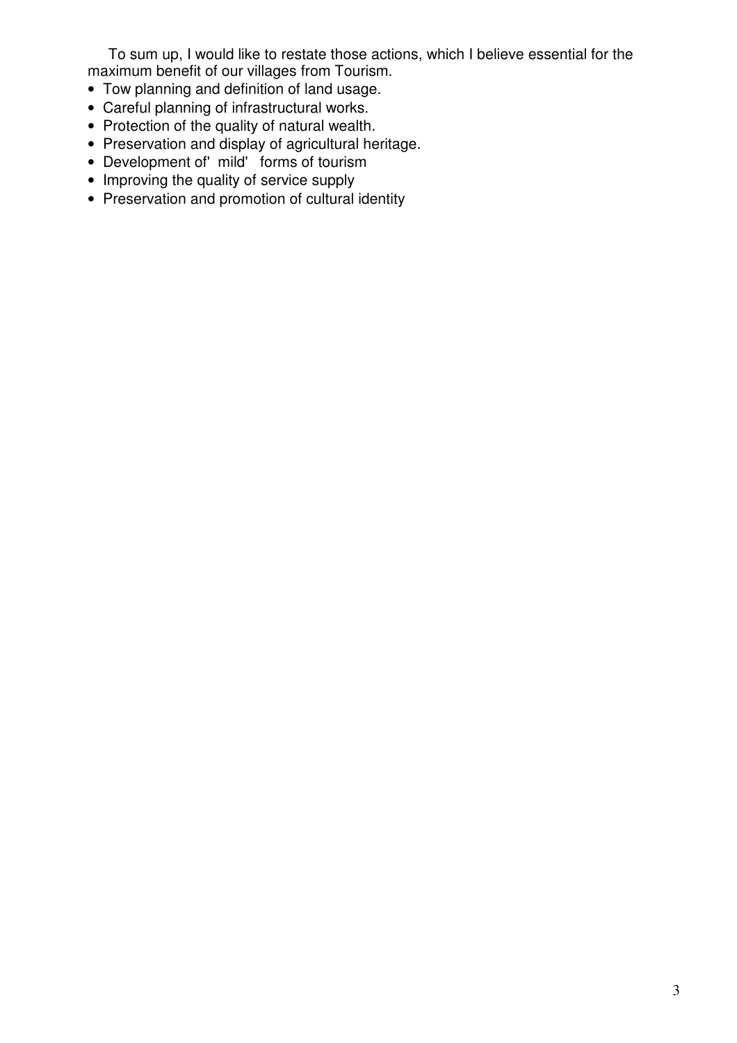To sum up, I would like to restate those actions, which I believe essential for the maximum benefit of our villages from Tourism.

- Tow planning and definition of land usage.
- Careful planning of infrastructural works.
- Protection of the quality of natural wealth.
- Preservation and display of agricultural heritage.
- Development of' mild' forms of tourism
- Improving the quality of service supply
- Preservation and promotion of cultural identity